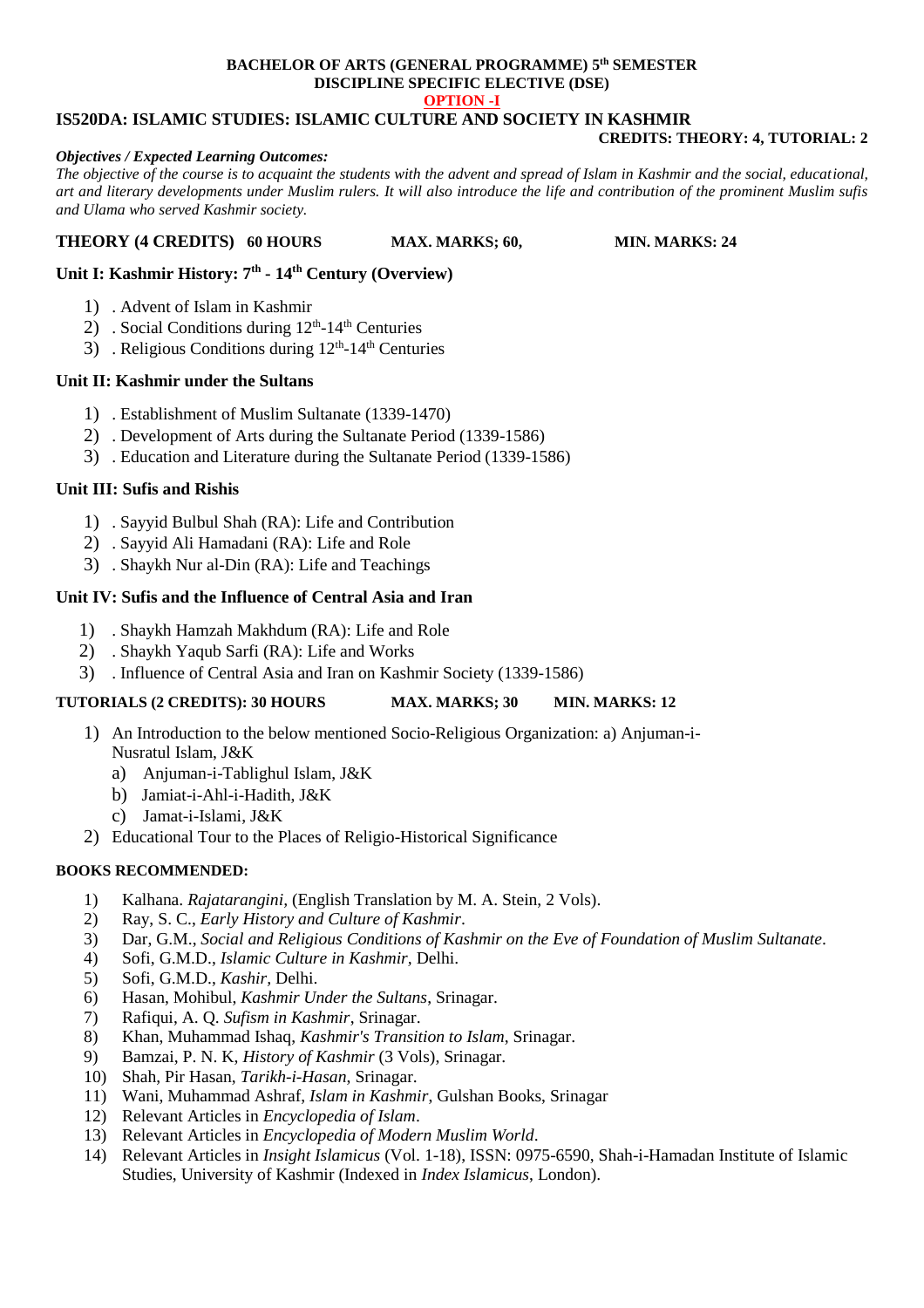**BACHELOR OF ARTS (GENERAL PROGRAMME) 5th SEMESTER**
**DISCIPLINE SPECIFIC ELECTIVE (DSE)**
**OPTION -I**

## IS520DA: ISLAMIC STUDIES: ISLAMIC CULTURE AND SOCIETY IN KASHMIR

**CREDITS: THEORY: 4, TUTORIAL: 2**

***Objectives / Expected Learning Outcomes:***

*The objective of the course is to acquaint the students with the advent and spread of Islam in Kashmir and the social, educational, art and literary developments under Muslim rulers. It will also introduce the life and contribution of the prominent Muslim sufis and Ulama who served Kashmir society.*

**THEORY (4 CREDITS) 60 HOURS MAX. MARKS; 60, MIN. MARKS: 24**

### Unit I: Kashmir History: 7th - 14th Century (Overview)

1) . Advent of Islam in Kashmir
2) . Social Conditions during 12th-14th Centuries
3) . Religious Conditions during 12th-14th Centuries

### Unit II: Kashmir under the Sultans

1) . Establishment of Muslim Sultanate (1339-1470)
2) . Development of Arts during the Sultanate Period (1339-1586)
3) . Education and Literature during the Sultanate Period (1339-1586)

### Unit III: Sufis and Rishis

1) . Sayyid Bulbul Shah (RA): Life and Contribution
2) . Sayyid Ali Hamadani (RA): Life and Role
3) . Shaykh Nur al-Din (RA): Life and Teachings

### Unit IV: Sufis and the Influence of Central Asia and Iran

1) . Shaykh Hamzah Makhdum (RA): Life and Role
2) . Shaykh Yaqub Sarfi (RA): Life and Works
3) . Influence of Central Asia and Iran on Kashmir Society (1339-1586)

**TUTORIALS (2 CREDITS): 30 HOURS MAX. MARKS; 30 MIN. MARKS: 12**

1) An Introduction to the below mentioned Socio-Religious Organization: a) Anjuman-i-Nusratul Islam, J&K
   a) Anjuman-i-Tablighul Islam, J&K
   b) Jamiat-i-Ahl-i-Hadith, J&K
   c) Jamat-i-Islami, J&K
2) Educational Tour to the Places of Religio-Historical Significance

**BOOKS RECOMMENDED:**

1) Kalhana. *Rajatarangini*, (English Translation by M. A. Stein, 2 Vols).
2) Ray, S. C., *Early History and Culture of Kashmir*.
3) Dar, G.M., *Social and Religious Conditions of Kashmir on the Eve of Foundation of Muslim Sultanate*.
4) Sofi, G.M.D., *Islamic Culture in Kashmir*, Delhi.
5) Sofi, G.M.D., *Kashir*, Delhi.
6) Hasan, Mohibul, *Kashmir Under the Sultans*, Srinagar.
7) Rafiqui, A. Q. *Sufism in Kashmir*, Srinagar.
8) Khan, Muhammad Ishaq, *Kashmir's Transition to Islam*, Srinagar.
9) Bamzai, P. N. K, *History of Kashmir* (3 Vols), Srinagar.
10) Shah, Pir Hasan, *Tarikh-i-Hasan*, Srinagar.
11) Wani, Muhammad Ashraf, *Islam in Kashmir*, Gulshan Books, Srinagar
12) Relevant Articles in *Encyclopedia of Islam*.
13) Relevant Articles in *Encyclopedia of Modern Muslim World*.
14) Relevant Articles in *Insight Islamicus* (Vol. 1-18), ISSN: 0975-6590, Shah-i-Hamadan Institute of Islamic Studies, University of Kashmir (Indexed in *Index Islamicus*, London).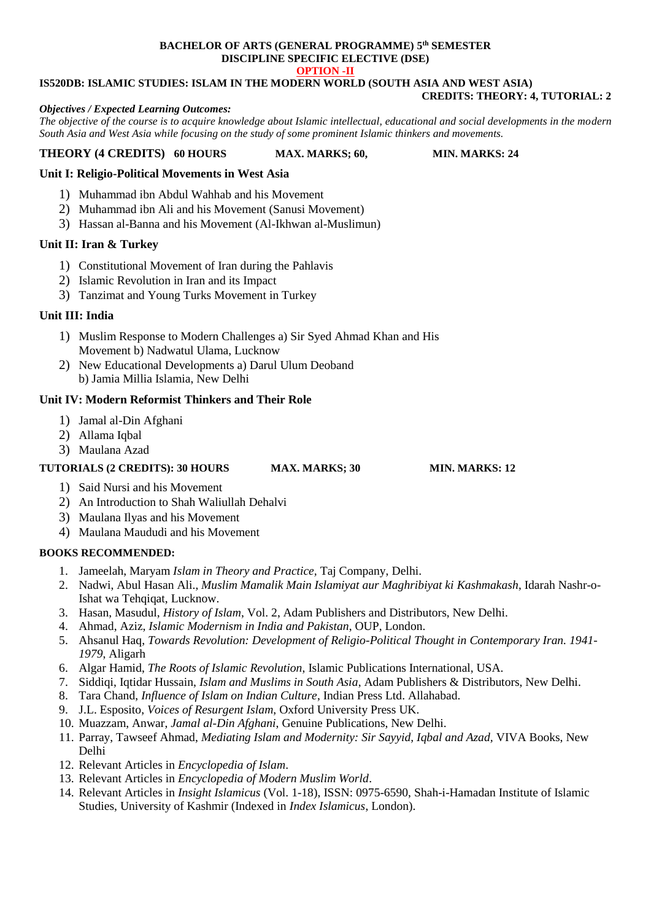**BACHELOR OF ARTS (GENERAL PROGRAMME) 5th SEMESTER**
**DISCIPLINE SPECIFIC ELECTIVE (DSE)**
**OPTION -II**

**IS520DB: ISLAMIC STUDIES: ISLAM IN THE MODERN WORLD (SOUTH ASIA AND WEST ASIA)**

**CREDITS: THEORY: 4, TUTORIAL: 2**

***Objectives / Expected Learning Outcomes:***

*The objective of the course is to acquire knowledge about Islamic intellectual, educational and social developments in the modern South Asia and West Asia while focusing on the study of some prominent Islamic thinkers and movements.*

**THEORY (4 CREDITS) 60 HOURS MAX. MARKS; 60, MIN. MARKS: 24**

**Unit I: Religio-Political Movements in West Asia**

1) Muhammad ibn Abdul Wahhab and his Movement
2) Muhammad ibn Ali and his Movement (Sanusi Movement)
3) Hassan al-Banna and his Movement (Al-Ikhwan al-Muslimun)

**Unit II: Iran & Turkey**

1) Constitutional Movement of Iran during the Pahlavis
2) Islamic Revolution in Iran and its Impact
3) Tanzimat and Young Turks Movement in Turkey

**Unit III: India**

1) Muslim Response to Modern Challenges a) Sir Syed Ahmad Khan and His Movement b) Nadwatul Ulama, Lucknow
2) New Educational Developments a) Darul Ulum Deoband b) Jamia Millia Islamia, New Delhi

**Unit IV: Modern Reformist Thinkers and Their Role**

1) Jamal al-Din Afghani
2) Allama Iqbal
3) Maulana Azad

**TUTORIALS (2 CREDITS): 30 HOURS MAX. MARKS; 30 MIN. MARKS: 12**

1) Said Nursi and his Movement
2) An Introduction to Shah Waliullah Dehalvi
3) Maulana Ilyas and his Movement
4) Maulana Maududi and his Movement

**BOOKS RECOMMENDED:**

1. Jameelah, Maryam *Islam in Theory and Practice*, Taj Company, Delhi.
2. Nadwi, Abul Hasan Ali., *Muslim Mamalik Main Islamiyat aur Maghribiyat ki Kashmakash*, Idarah Nashr-o-Ishat wa Tehqiqat, Lucknow.
3. Hasan, Masudul, *History of Islam*, Vol. 2, Adam Publishers and Distributors, New Delhi.
4. Ahmad, Aziz, *Islamic Modernism in India and Pakistan*, OUP, London.
5. Ahsanul Haq, *Towards Revolution: Development of Religio-Political Thought in Contemporary Iran. 1941-1979*, Aligarh
6. Algar Hamid, *The Roots of Islamic Revolution*, Islamic Publications International, USA.
7. Siddiqi, Iqtidar Hussain, *Islam and Muslims in South Asia*, Adam Publishers & Distributors, New Delhi.
8. Tara Chand, *Influence of Islam on Indian Culture*, Indian Press Ltd. Allahabad.
9. J.L. Esposito, *Voices of Resurgent Islam*, Oxford University Press UK.
10. Muazzam, Anwar, *Jamal al-Din Afghani*, Genuine Publications, New Delhi.
11. Parray, Tawseef Ahmad, *Mediating Islam and Modernity: Sir Sayyid, Iqbal and Azad*, VIVA Books, New Delhi
12. Relevant Articles in *Encyclopedia of Islam*.
13. Relevant Articles in *Encyclopedia of Modern Muslim World*.
14. Relevant Articles in *Insight Islamicus* (Vol. 1-18), ISSN: 0975-6590, Shah-i-Hamadan Institute of Islamic Studies, University of Kashmir (Indexed in *Index Islamicus*, London).